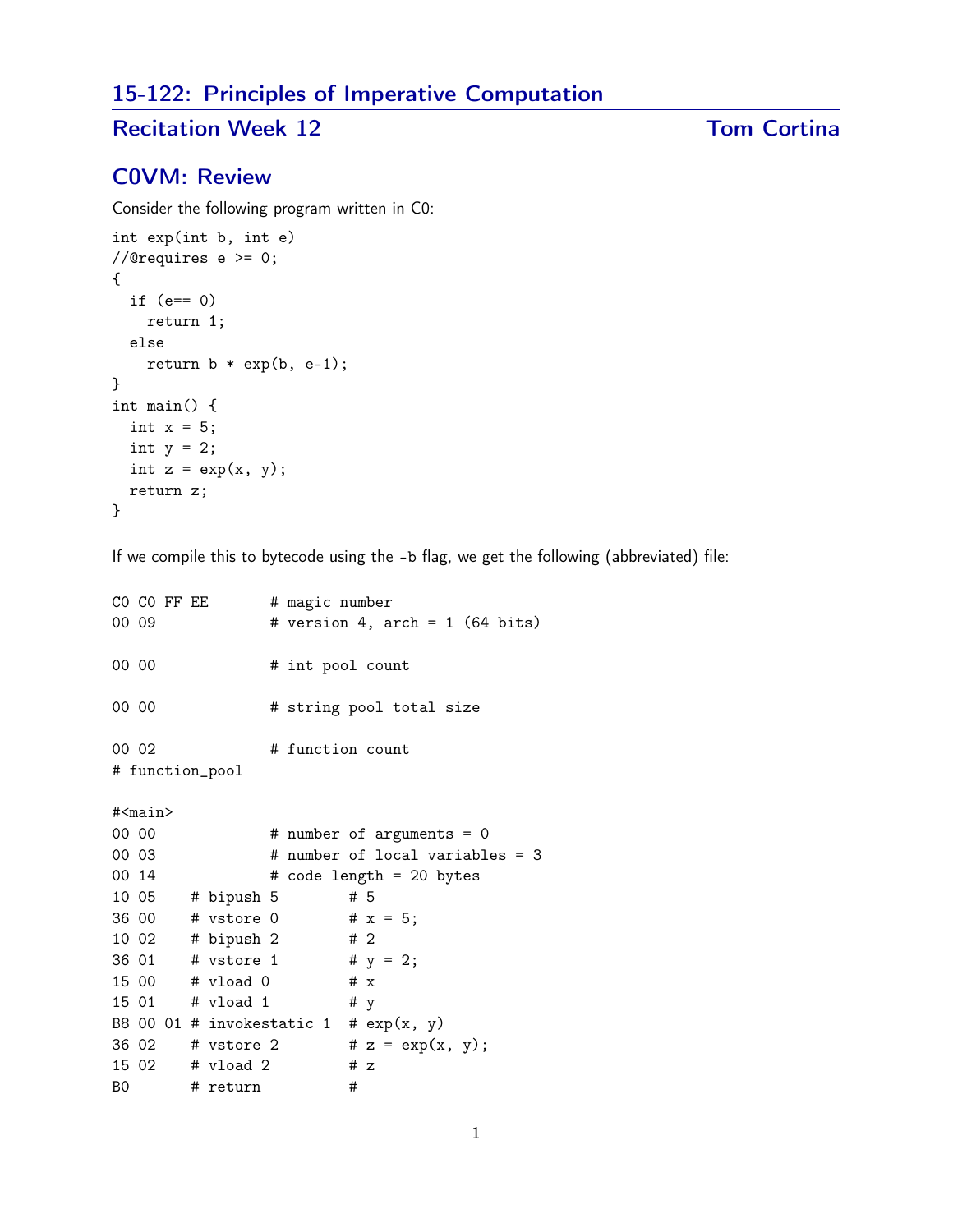## 15-122: Principles of Imperative Computation

### Recitation Week 12 — Tom Cortina

### C0VM: Review

Consider the following program written in C0:

```
int exp(int b, int e)
//@requires e >= 0;
{
  if (e== 0)
    return 1;
  else
    return b * exp(b, e-1);
}
int main() {
  int x = 5;
  int y = 2;
  int z = exp(x, y);
  return z;
}
```

If we compile this to bytecode using the -b flag, we get the following (abbreviated) file:

```
C0 C0 FF EE       # magic number
00 09             # version 4, arch = 1 (64 bits)

00 00             # int pool count

00 00             # string pool total size

00 02             # function count
# function_pool

#<main>
00 00             # number of arguments = 0
00 03             # number of local variables = 3
00 14             # code length = 20 bytes
10 05    # bipush 5       # 5
36 00    # vstore 0       # x = 5;
10 02    # bipush 2       # 2
36 01    # vstore 1       # y = 2;
15 00    # vload 0        # x
15 01    # vload 1        # y
B8 00 01 # invokestatic 1  # exp(x, y)
36 02    # vstore 2       # z = exp(x, y);
15 02    # vload 2        # z
B0       # return         #
```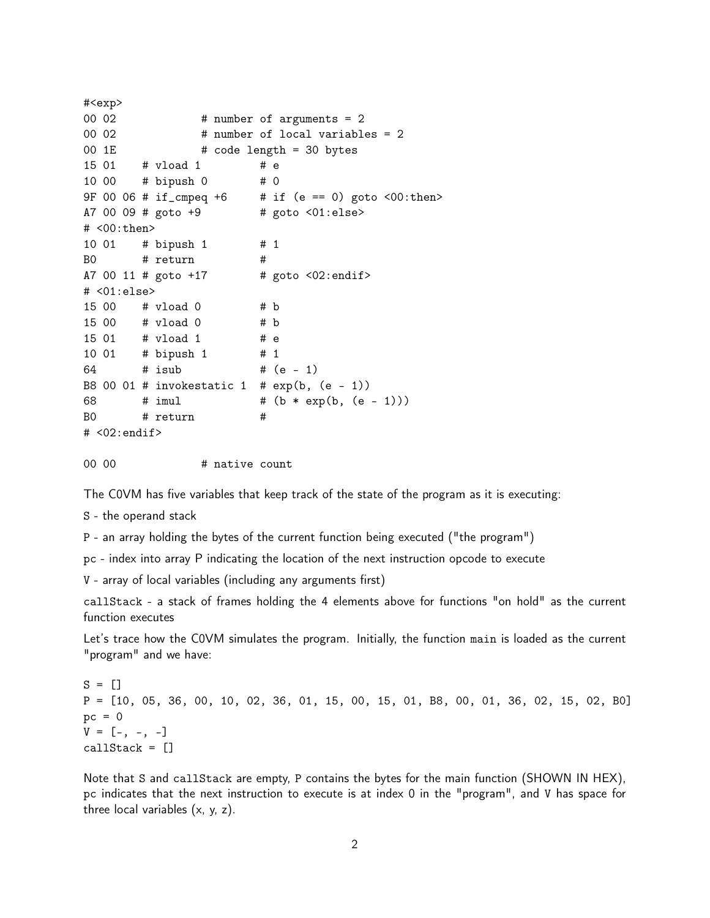```
#<exp>
00 02             # number of arguments = 2
00 02             # number of local variables = 2
00 1E             # code length = 30 bytes
15 01    # vload 1         # e
10 00    # bipush 0        # 0
9F 00 06 # if_cmpeq +6     # if (e == 0) goto <00:then>
A7 00 09 # goto +9         # goto <01:else>
# <00:then>
10 01    # bipush 1        # 1
B0       # return          #
A7 00 11 # goto +17        # goto <02:endif>
# <01:else>
15 00    # vload 0         # b
15 00    # vload 0         # b
15 01    # vload 1         # e
10 01    # bipush 1        # 1
64       # isub            # (e - 1)
B8 00 01 # invokestatic 1  # exp(b, (e - 1))
68       # imul            # (b * exp(b, (e - 1)))
B0       # return          #
# <02:endif>

00 00             # native count
```

The C0VM has five variables that keep track of the state of the program as it is executing:

`S` - the operand stack

`P` - an array holding the bytes of the current function being executed ("the program")

`pc` - index into array `P` indicating the location of the next instruction opcode to execute

`V` - array of local variables (including any arguments first)

`callStack` - a stack of frames holding the 4 elements above for functions "on hold" as the current function executes

Let's trace how the C0VM simulates the program. Initially, the function `main` is loaded as the current "program" and we have:

```
S = []
P = [10, 05, 36, 00, 10, 02, 36, 01, 15, 00, 15, 01, B8, 00, 01, 36, 02, 15, 02, B0]
pc = 0
V = [-, -, -]
callStack = []
```

Note that `S` and `callStack` are empty, `P` contains the bytes for the main function (SHOWN IN HEX), `pc` indicates that the next instruction to execute is at index 0 in the "program", and `V` has space for three local variables (x, y, z).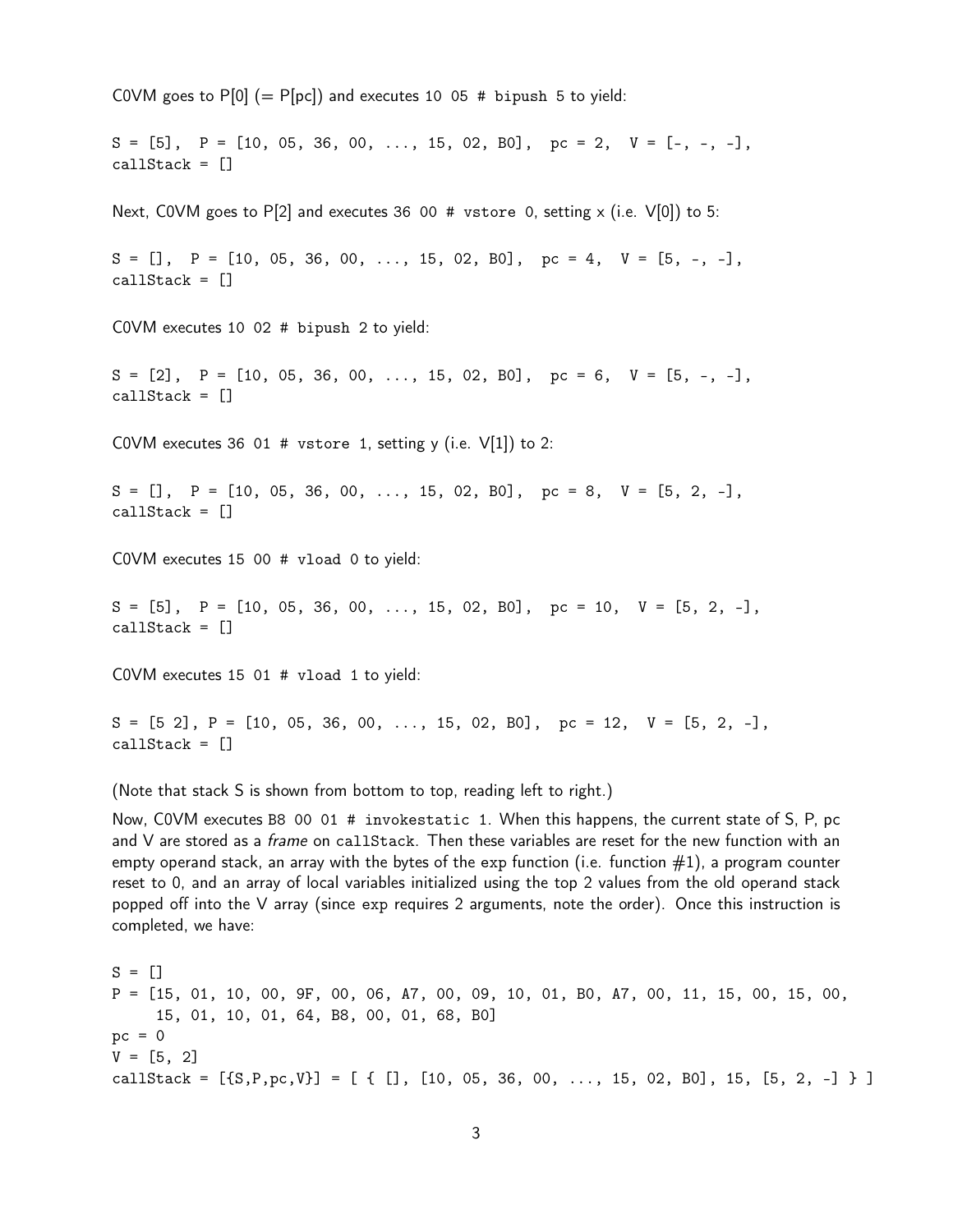C0VM goes to P[0] (= P[pc]) and executes `10 05 # bipush 5` to yield:

```
S = [5],  P = [10, 05, 36, 00, ..., 15, 02, B0],  pc = 2,  V = [-, -, -],
callStack = []
```

Next, C0VM goes to P[2] and executes `36 00 # vstore 0`, setting x (i.e. V[0]) to 5:

```
S = [],  P = [10, 05, 36, 00, ..., 15, 02, B0],  pc = 4,  V = [5, -, -],
callStack = []
```

C0VM executes `10 02 # bipush 2` to yield:

```
S = [2],  P = [10, 05, 36, 00, ..., 15, 02, B0],  pc = 6,  V = [5, -, -],
callStack = []
```

C0VM executes `36 01 # vstore 1`, setting y (i.e. V[1]) to 2:

```
S = [],  P = [10, 05, 36, 00, ..., 15, 02, B0],  pc = 8,  V = [5, 2, -],
callStack = []
```

C0VM executes `15 00 # vload 0` to yield:

```
S = [5],  P = [10, 05, 36, 00, ..., 15, 02, B0],  pc = 10,  V = [5, 2, -],
callStack = []
```

C0VM executes `15 01 # vload 1` to yield:

```
S = [5 2], P = [10, 05, 36, 00, ..., 15, 02, B0],  pc = 12,  V = [5, 2, -],
callStack = []
```

(Note that stack S is shown from bottom to top, reading left to right.)

Now, C0VM executes `B8 00 01 # invokestatic 1`. When this happens, the current state of S, P, pc and V are stored as a *frame* on `callStack`. Then these variables are reset for the new function with an empty operand stack, an array with the bytes of the exp function (i.e. function #1), a program counter reset to 0, and an array of local variables initialized using the top 2 values from the old operand stack popped off into the V array (since exp requires 2 arguments, note the order). Once this instruction is completed, we have:

```
S = []
P = [15, 01, 10, 00, 9F, 00, 06, A7, 00, 09, 10, 01, B0, A7, 00, 11, 15, 00, 15, 00,
     15, 01, 10, 01, 64, B8, 00, 01, 68, B0]
pc = 0
V = [5, 2]
callStack = [{S,P,pc,V}] = [ { [], [10, 05, 36, 00, ..., 15, 02, B0], 15, [5, 2, -] } ]
```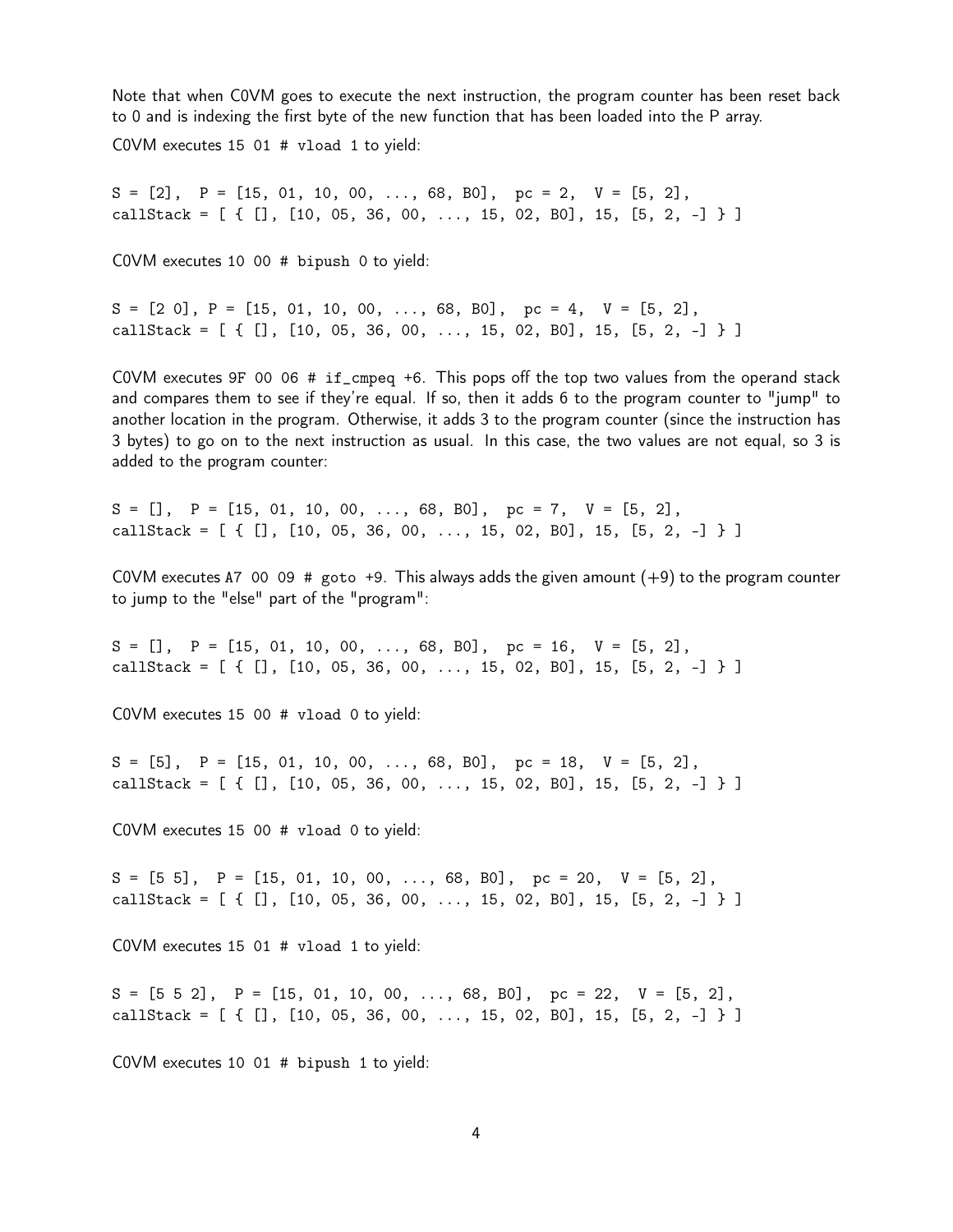Note that when C0VM goes to execute the next instruction, the program counter has been reset back to 0 and is indexing the first byte of the new function that has been loaded into the P array.

C0VM executes `15 01 # vload 1` to yield:

```
S = [2],  P = [15, 01, 10, 00, ..., 68, B0],  pc = 2,  V = [5, 2],
callStack = [ { [], [10, 05, 36, 00, ..., 15, 02, B0], 15, [5, 2, -] } ]
```

C0VM executes `10 00 # bipush 0` to yield:

```
S = [2 0], P = [15, 01, 10, 00, ..., 68, B0],  pc = 4,  V = [5, 2],
callStack = [ { [], [10, 05, 36, 00, ..., 15, 02, B0], 15, [5, 2, -] } ]
```

C0VM executes `9F 00 06 # if_cmpeq +6`. This pops off the top two values from the operand stack and compares them to see if they're equal. If so, then it adds 6 to the program counter to "jump" to another location in the program. Otherwise, it adds 3 to the program counter (since the instruction has 3 bytes) to go on to the next instruction as usual. In this case, the two values are not equal, so 3 is added to the program counter:

```
S = [],  P = [15, 01, 10, 00, ..., 68, B0],  pc = 7,  V = [5, 2],
callStack = [ { [], [10, 05, 36, 00, ..., 15, 02, B0], 15, [5, 2, -] } ]
```

C0VM executes `A7 00 09 # goto +9`. This always adds the given amount (+9) to the program counter to jump to the "else" part of the "program":

```
S = [],  P = [15, 01, 10, 00, ..., 68, B0],  pc = 16,  V = [5, 2],
callStack = [ { [], [10, 05, 36, 00, ..., 15, 02, B0], 15, [5, 2, -] } ]
```

C0VM executes `15 00 # vload 0` to yield:

```
S = [5],  P = [15, 01, 10, 00, ..., 68, B0],  pc = 18,  V = [5, 2],
callStack = [ { [], [10, 05, 36, 00, ..., 15, 02, B0], 15, [5, 2, -] } ]
```

C0VM executes `15 00 # vload 0` to yield:

```
S = [5 5],  P = [15, 01, 10, 00, ..., 68, B0],  pc = 20,  V = [5, 2],
callStack = [ { [], [10, 05, 36, 00, ..., 15, 02, B0], 15, [5, 2, -] } ]
```

C0VM executes `15 01 # vload 1` to yield:

```
S = [5 5 2],  P = [15, 01, 10, 00, ..., 68, B0],  pc = 22,  V = [5, 2],
callStack = [ { [], [10, 05, 36, 00, ..., 15, 02, B0], 15, [5, 2, -] } ]
```

C0VM executes `10 01 # bipush 1` to yield: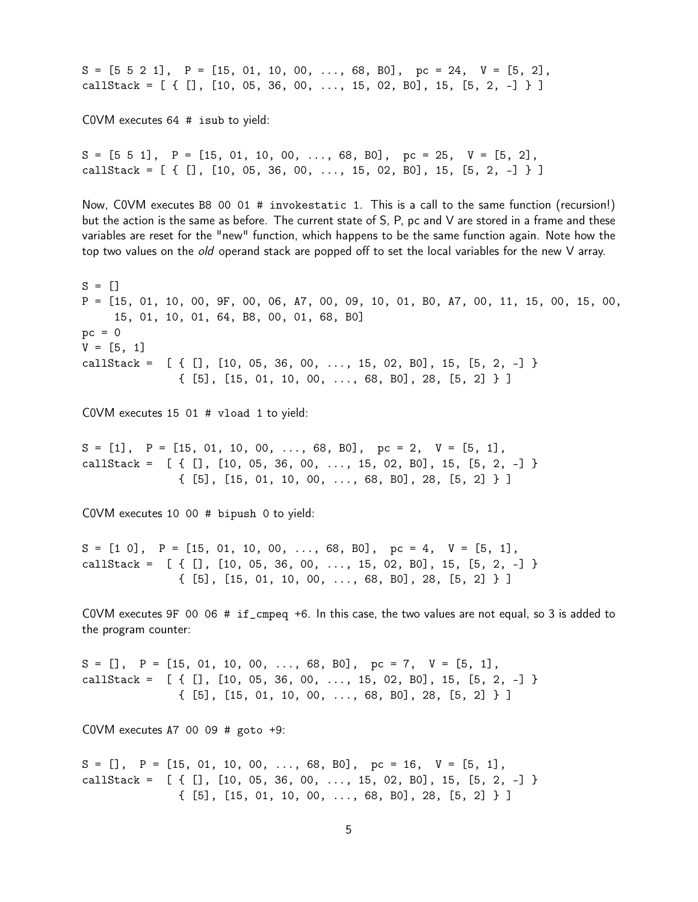```
S = [5 5 2 1],  P = [15, 01, 10, 00, ..., 68, B0],  pc = 24,  V = [5, 2],
callStack = [ { [], [10, 05, 36, 00, ..., 15, 02, B0], 15, [5, 2, -] } ]
```

C0VM executes `64 # isub` to yield:

```
S = [5 5 1],  P = [15, 01, 10, 00, ..., 68, B0],  pc = 25,  V = [5, 2],
callStack = [ { [], [10, 05, 36, 00, ..., 15, 02, B0], 15, [5, 2, -] } ]
```

Now, C0VM executes `B8 00 01 # invokestatic 1`. This is a call to the same function (recursion!) but the action is the same as before. The current state of S, P, pc and V are stored in a frame and these variables are reset for the "new" function, which happens to be the same function again. Note how the top two values on the *old* operand stack are popped off to set the local variables for the new V array.

```
S = []
P = [15, 01, 10, 00, 9F, 00, 06, A7, 00, 09, 10, 01, B0, A7, 00, 11, 15, 00, 15, 00,
     15, 01, 10, 01, 64, B8, 00, 01, 68, B0]
pc = 0
V = [5, 1]
callStack =  [ { [], [10, 05, 36, 00, ..., 15, 02, B0], 15, [5, 2, -] }
               { [5], [15, 01, 10, 00, ..., 68, B0], 28, [5, 2] } ]
```

C0VM executes `15 01 # vload 1` to yield:

```
S = [1],  P = [15, 01, 10, 00, ..., 68, B0],  pc = 2,  V = [5, 1],
callStack =  [ { [], [10, 05, 36, 00, ..., 15, 02, B0], 15, [5, 2, -] }
               { [5], [15, 01, 10, 00, ..., 68, B0], 28, [5, 2] } ]
```

C0VM executes `10 00 # bipush 0` to yield:

```
S = [1 0],  P = [15, 01, 10, 00, ..., 68, B0],  pc = 4,  V = [5, 1],
callStack =  [ { [], [10, 05, 36, 00, ..., 15, 02, B0], 15, [5, 2, -] }
               { [5], [15, 01, 10, 00, ..., 68, B0], 28, [5, 2] } ]
```

C0VM executes `9F 00 06 # if_cmpeq +6`. In this case, the two values are not equal, so 3 is added to the program counter:

```
S = [],  P = [15, 01, 10, 00, ..., 68, B0],  pc = 7,  V = [5, 1],
callStack =  [ { [], [10, 05, 36, 00, ..., 15, 02, B0], 15, [5, 2, -] }
               { [5], [15, 01, 10, 00, ..., 68, B0], 28, [5, 2] } ]
```

C0VM executes `A7 00 09 # goto +9`:

```
S = [],  P = [15, 01, 10, 00, ..., 68, B0],  pc = 16,  V = [5, 1],
callStack =  [ { [], [10, 05, 36, 00, ..., 15, 02, B0], 15, [5, 2, -] }
               { [5], [15, 01, 10, 00, ..., 68, B0], 28, [5, 2] } ]
```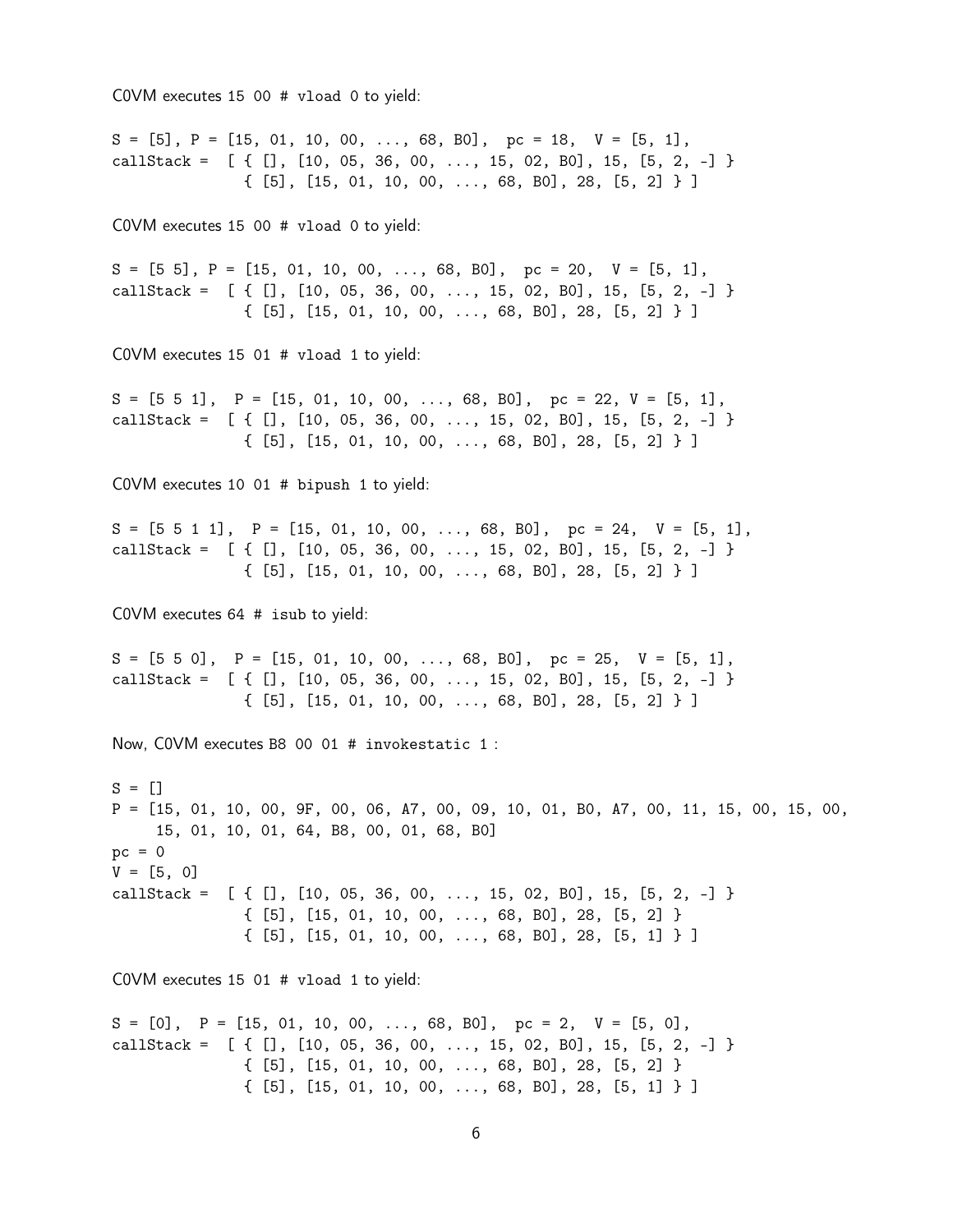C0VM executes 15 00 # vload 0 to yield:

```
S = [5], P = [15, 01, 10, 00, ..., 68, B0],  pc = 18,  V = [5, 1],
callStack =  [ { [], [10, 05, 36, 00, ..., 15, 02, B0], 15, [5, 2, -] }
              { [5], [15, 01, 10, 00, ..., 68, B0], 28, [5, 2] } ]
```

C0VM executes 15 00 # vload 0 to yield:

```
S = [5 5], P = [15, 01, 10, 00, ..., 68, B0],  pc = 20,  V = [5, 1],
callStack =  [ { [], [10, 05, 36, 00, ..., 15, 02, B0], 15, [5, 2, -] }
              { [5], [15, 01, 10, 00, ..., 68, B0], 28, [5, 2] } ]
```

C0VM executes 15 01 # vload 1 to yield:

```
S = [5 5 1],  P = [15, 01, 10, 00, ..., 68, B0],  pc = 22, V = [5, 1],
callStack =  [ { [], [10, 05, 36, 00, ..., 15, 02, B0], 15, [5, 2, -] }
              { [5], [15, 01, 10, 00, ..., 68, B0], 28, [5, 2] } ]
```

C0VM executes 10 01 # bipush 1 to yield:

```
S = [5 5 1 1],  P = [15, 01, 10, 00, ..., 68, B0],  pc = 24,  V = [5, 1],
callStack =  [ { [], [10, 05, 36, 00, ..., 15, 02, B0], 15, [5, 2, -] }
              { [5], [15, 01, 10, 00, ..., 68, B0], 28, [5, 2] } ]
```

C0VM executes 64 # isub to yield:

```
S = [5 5 0],  P = [15, 01, 10, 00, ..., 68, B0],  pc = 25,  V = [5, 1],
callStack =  [ { [], [10, 05, 36, 00, ..., 15, 02, B0], 15, [5, 2, -] }
              { [5], [15, 01, 10, 00, ..., 68, B0], 28, [5, 2] } ]
```

Now, C0VM executes B8 00 01 # invokestatic 1 :

```
S = []
P = [15, 01, 10, 00, 9F, 00, 06, A7, 00, 09, 10, 01, B0, A7, 00, 11, 15, 00, 15, 00,
     15, 01, 10, 01, 64, B8, 00, 01, 68, B0]
pc = 0
V = [5, 0]
callStack =  [ { [], [10, 05, 36, 00, ..., 15, 02, B0], 15, [5, 2, -] }
              { [5], [15, 01, 10, 00, ..., 68, B0], 28, [5, 2] }
              { [5], [15, 01, 10, 00, ..., 68, B0], 28, [5, 1] } ]
```

C0VM executes 15 01 # vload 1 to yield:

```
S = [0],  P = [15, 01, 10, 00, ..., 68, B0],  pc = 2,  V = [5, 0],
callStack =  [ { [], [10, 05, 36, 00, ..., 15, 02, B0], 15, [5, 2, -] }
              { [5], [15, 01, 10, 00, ..., 68, B0], 28, [5, 2] }
              { [5], [15, 01, 10, 00, ..., 68, B0], 28, [5, 1] } ]
```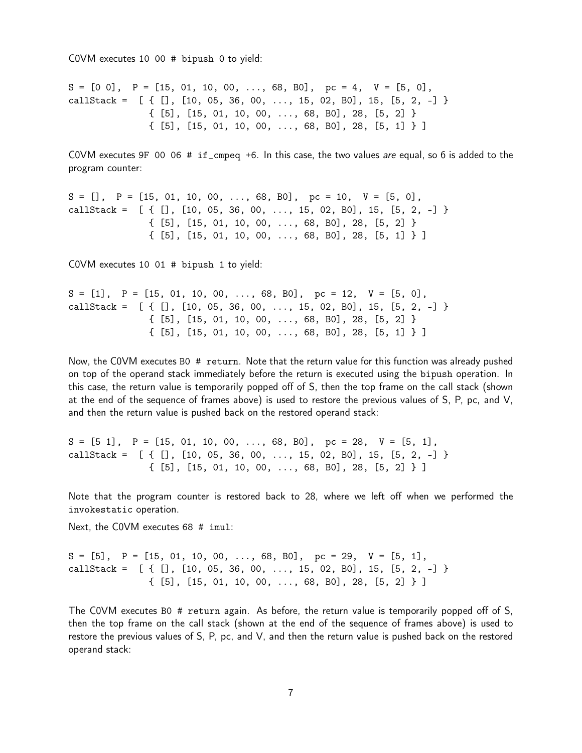C0VM executes 10 00 # bipush 0 to yield:

```
S = [0 0],  P = [15, 01, 10, 00, ..., 68, B0],  pc = 4,  V = [5, 0],
callStack =  [ { [], [10, 05, 36, 00, ..., 15, 02, B0], 15, [5, 2, -] }
               { [5], [15, 01, 10, 00, ..., 68, B0], 28, [5, 2] }
               { [5], [15, 01, 10, 00, ..., 68, B0], 28, [5, 1] } ]
```

C0VM executes 9F 00 06 # if_cmpeq +6. In this case, the two values *are* equal, so 6 is added to the program counter:

```
S = [],  P = [15, 01, 10, 00, ..., 68, B0],  pc = 10,  V = [5, 0],
callStack =  [ { [], [10, 05, 36, 00, ..., 15, 02, B0], 15, [5, 2, -] }
               { [5], [15, 01, 10, 00, ..., 68, B0], 28, [5, 2] }
               { [5], [15, 01, 10, 00, ..., 68, B0], 28, [5, 1] } ]
```

C0VM executes 10 01 # bipush 1 to yield:

```
S = [1],  P = [15, 01, 10, 00, ..., 68, B0],  pc = 12,  V = [5, 0],
callStack =  [ { [], [10, 05, 36, 00, ..., 15, 02, B0], 15, [5, 2, -] }
               { [5], [15, 01, 10, 00, ..., 68, B0], 28, [5, 2] }
               { [5], [15, 01, 10, 00, ..., 68, B0], 28, [5, 1] } ]
```

Now, the C0VM executes B0 # return. Note that the return value for this function was already pushed on top of the operand stack immediately before the return is executed using the bipush operation. In this case, the return value is temporarily popped off of S, then the top frame on the call stack (shown at the end of the sequence of frames above) is used to restore the previous values of S, P, pc, and V, and then the return value is pushed back on the restored operand stack:

```
S = [5 1],  P = [15, 01, 10, 00, ..., 68, B0],  pc = 28,  V = [5, 1],
callStack =  [ { [], [10, 05, 36, 00, ..., 15, 02, B0], 15, [5, 2, -] }
               { [5], [15, 01, 10, 00, ..., 68, B0], 28, [5, 2] } ]
```

Note that the program counter is restored back to 28, where we left off when we performed the invokestatic operation.

Next, the C0VM executes 68 # imul:

```
S = [5],  P = [15, 01, 10, 00, ..., 68, B0],  pc = 29,  V = [5, 1],
callStack =  [ { [], [10, 05, 36, 00, ..., 15, 02, B0], 15, [5, 2, -] }
               { [5], [15, 01, 10, 00, ..., 68, B0], 28, [5, 2] } ]
```

The C0VM executes B0 # return again. As before, the return value is temporarily popped off of S, then the top frame on the call stack (shown at the end of the sequence of frames above) is used to restore the previous values of S, P, pc, and V, and then the return value is pushed back on the restored operand stack: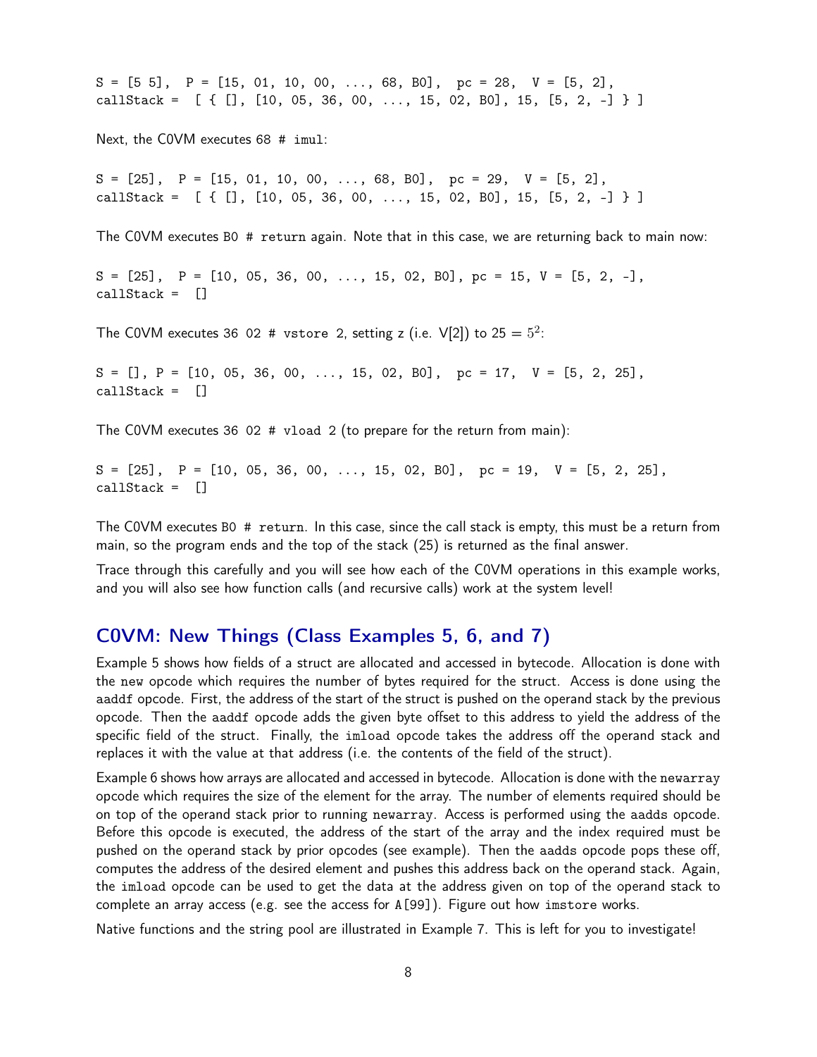```
S = [5 5],  P = [15, 01, 10, 00, ..., 68, B0],  pc = 28,  V = [5, 2],
callStack =  [ { [], [10, 05, 36, 00, ..., 15, 02, B0], 15, [5, 2, -] } ]
```

Next, the C0VM executes `68 # imul`:

```
S = [25],  P = [15, 01, 10, 00, ..., 68, B0],  pc = 29,  V = [5, 2],
callStack =  [ { [], [10, 05, 36, 00, ..., 15, 02, B0], 15, [5, 2, -] } ]
```

The C0VM executes `B0 # return` again. Note that in this case, we are returning back to main now:

```
S = [25],  P = [10, 05, 36, 00, ..., 15, 02, B0], pc = 15, V = [5, 2, -],
callStack =  []
```

The C0VM executes `36 02 # vstore 2`, setting z (i.e. V[2]) to 25 $= 5^2$:

```
S = [], P = [10, 05, 36, 00, ..., 15, 02, B0],  pc = 17,  V = [5, 2, 25],
callStack =  []
```

The C0VM executes `36 02 # vload 2` (to prepare for the return from main):

```
S = [25],  P = [10, 05, 36, 00, ..., 15, 02, B0],  pc = 19,  V = [5, 2, 25],
callStack =  []
```

The C0VM executes `B0 # return`. In this case, since the call stack is empty, this must be a return from main, so the program ends and the top of the stack (25) is returned as the final answer.

Trace through this carefully and you will see how each of the C0VM operations in this example works, and you will also see how function calls (and recursive calls) work at the system level!

## C0VM: New Things (Class Examples 5, 6, and 7)

Example 5 shows how fields of a struct are allocated and accessed in bytecode. Allocation is done with the `new` opcode which requires the number of bytes required for the struct. Access is done using the `aaddf` opcode. First, the address of the start of the struct is pushed on the operand stack by the previous opcode. Then the `aaddf` opcode adds the given byte offset to this address to yield the address of the specific field of the struct. Finally, the `imload` opcode takes the address off the operand stack and replaces it with the value at that address (i.e. the contents of the field of the struct).

Example 6 shows how arrays are allocated and accessed in bytecode. Allocation is done with the `newarray` opcode which requires the size of the element for the array. The number of elements required should be on top of the operand stack prior to running `newarray`. Access is performed using the `aadds` opcode. Before this opcode is executed, the address of the start of the array and the index required must be pushed on the operand stack by prior opcodes (see example). Then the `aadds` opcode pops these off, computes the address of the desired element and pushes this address back on the operand stack. Again, the `imload` opcode can be used to get the data at the address given on top of the operand stack to complete an array access (e.g. see the access for `A[99]`). Figure out how `imstore` works.

Native functions and the string pool are illustrated in Example 7. This is left for you to investigate!